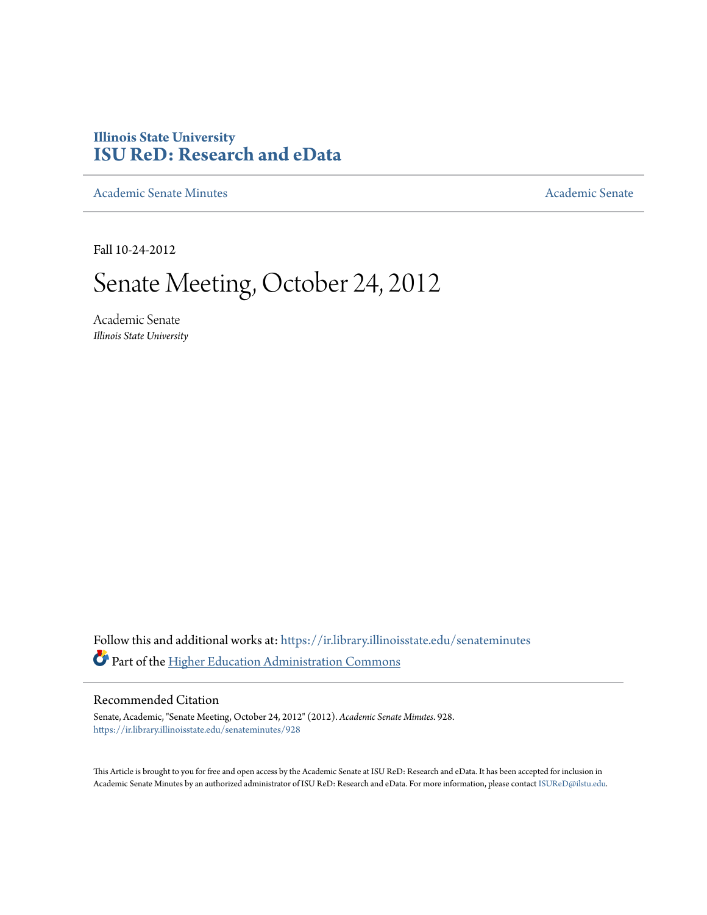**Illinois State University**
**ISU ReD: Research and eData**

Academic Senate Minutes | Academic Senate

Fall 10-24-2012

# Senate Meeting, October 24, 2012

Academic Senate
*Illinois State University*

Follow this and additional works at: https://ir.library.illinoisstate.edu/senateminutes

Part of the Higher Education Administration Commons

## Recommended Citation

Senate, Academic, "Senate Meeting, October 24, 2012" (2012). *Academic Senate Minutes*. 928.
https://ir.library.illinoisstate.edu/senateminutes/928

This Article is brought to you for free and open access by the Academic Senate at ISU ReD: Research and eData. It has been accepted for inclusion in Academic Senate Minutes by an authorized administrator of ISU ReD: Research and eData. For more information, please contact ISUReD@ilstu.edu.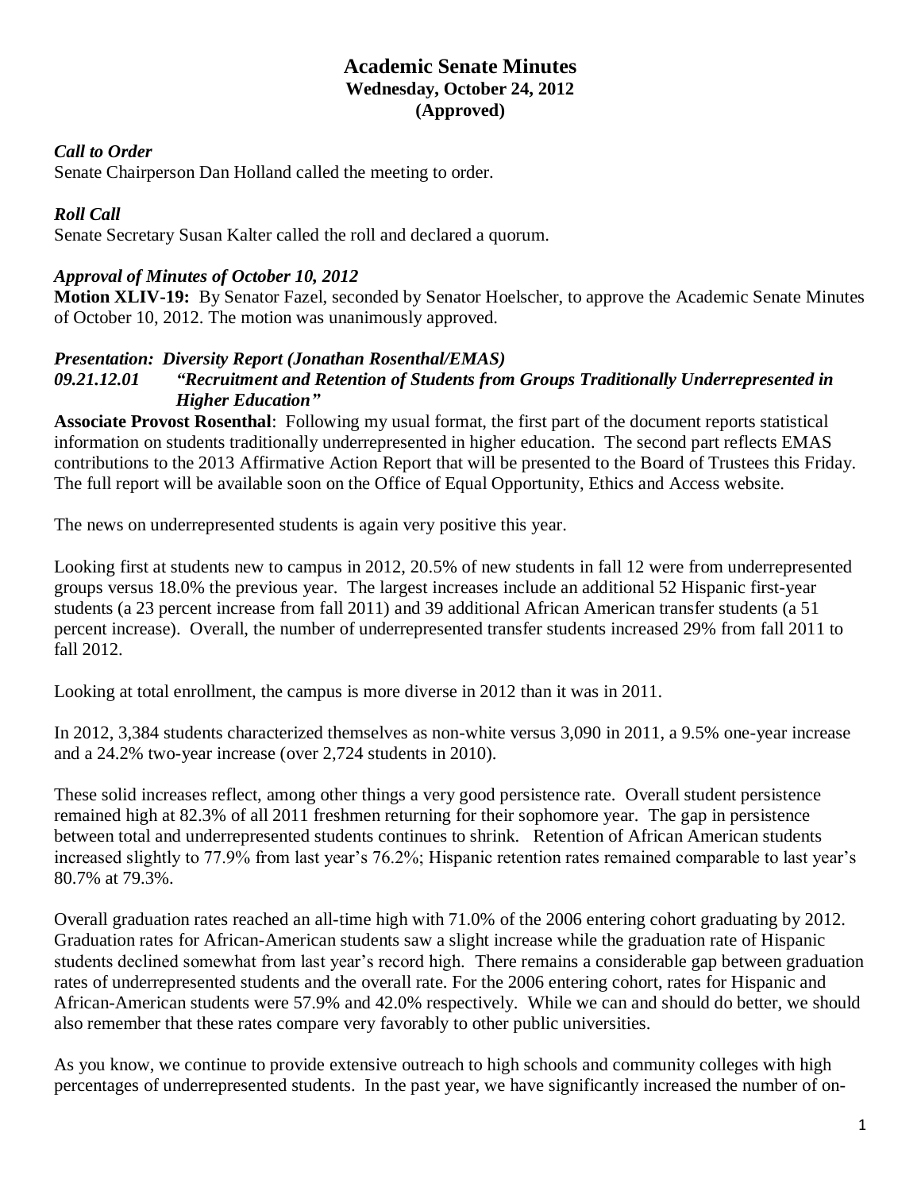# Academic Senate Minutes
## Wednesday, October 24, 2012
## (Approved)

***Call to Order***

Senate Chairperson Dan Holland called the meeting to order.

***Roll Call***

Senate Secretary Susan Kalter called the roll and declared a quorum.

***Approval of Minutes of October 10, 2012***

**Motion XLIV-19:** By Senator Fazel, seconded by Senator Hoelscher, to approve the Academic Senate Minutes of October 10, 2012. The motion was unanimously approved.

***Presentation: Diversity Report (Jonathan Rosenthal/EMAS)***

***09.21.12.01 "Recruitment and Retention of Students from Groups Traditionally Underrepresented in Higher Education"***

**Associate Provost Rosenthal**: Following my usual format, the first part of the document reports statistical information on students traditionally underrepresented in higher education. The second part reflects EMAS contributions to the 2013 Affirmative Action Report that will be presented to the Board of Trustees this Friday. The full report will be available soon on the Office of Equal Opportunity, Ethics and Access website.

The news on underrepresented students is again very positive this year.

Looking first at students new to campus in 2012, 20.5% of new students in fall 12 were from underrepresented groups versus 18.0% the previous year. The largest increases include an additional 52 Hispanic first-year students (a 23 percent increase from fall 2011) and 39 additional African American transfer students (a 51 percent increase). Overall, the number of underrepresented transfer students increased 29% from fall 2011 to fall 2012.

Looking at total enrollment, the campus is more diverse in 2012 than it was in 2011.

In 2012, 3,384 students characterized themselves as non-white versus 3,090 in 2011, a 9.5% one-year increase and a 24.2% two-year increase (over 2,724 students in 2010).

These solid increases reflect, among other things a very good persistence rate. Overall student persistence remained high at 82.3% of all 2011 freshmen returning for their sophomore year. The gap in persistence between total and underrepresented students continues to shrink. Retention of African American students increased slightly to 77.9% from last year's 76.2%; Hispanic retention rates remained comparable to last year's 80.7% at 79.3%.

Overall graduation rates reached an all-time high with 71.0% of the 2006 entering cohort graduating by 2012. Graduation rates for African-American students saw a slight increase while the graduation rate of Hispanic students declined somewhat from last year's record high. There remains a considerable gap between graduation rates of underrepresented students and the overall rate. For the 2006 entering cohort, rates for Hispanic and African-American students were 57.9% and 42.0% respectively. While we can and should do better, we should also remember that these rates compare very favorably to other public universities.

As you know, we continue to provide extensive outreach to high schools and community colleges with high percentages of underrepresented students. In the past year, we have significantly increased the number of on-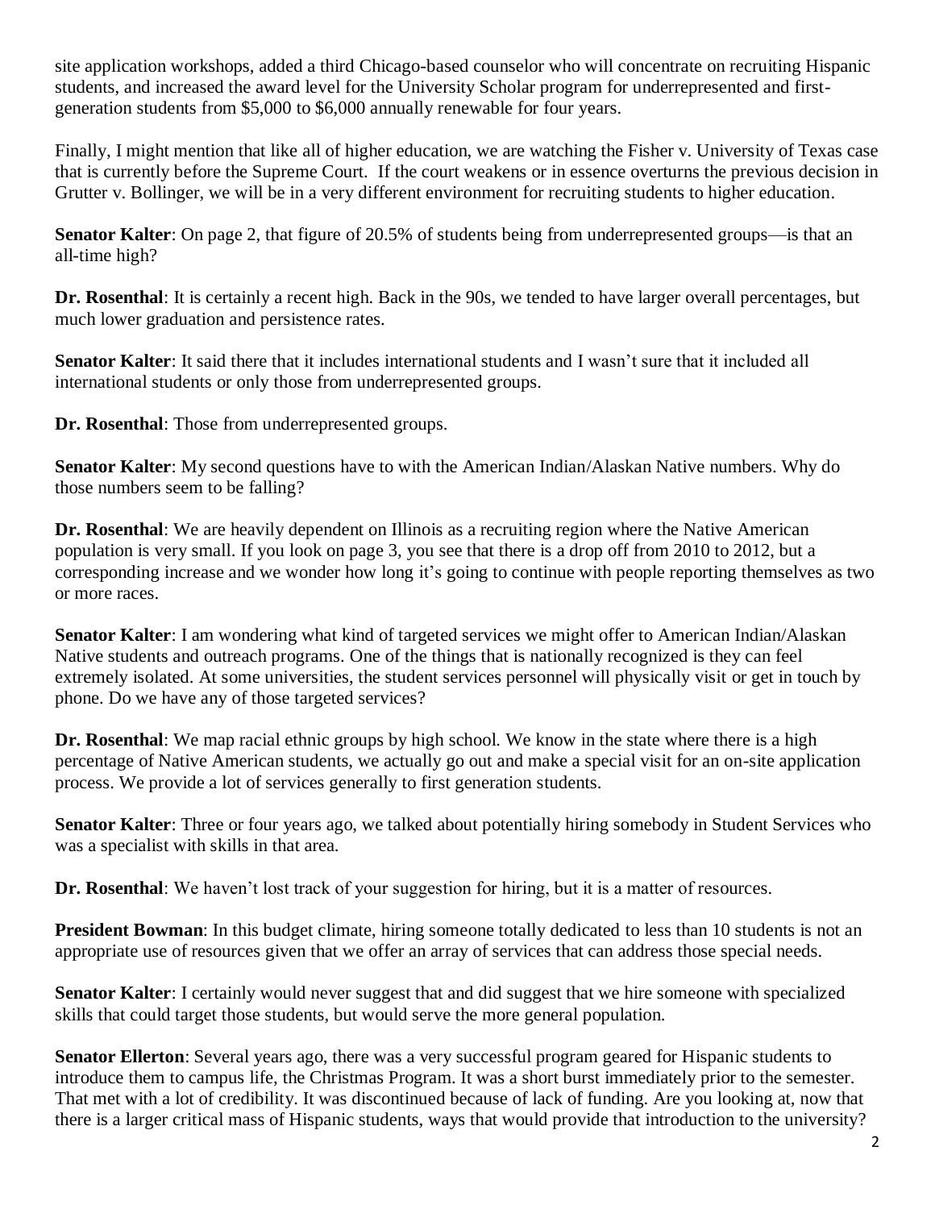site application workshops, added a third Chicago-based counselor who will concentrate on recruiting Hispanic students, and increased the award level for the University Scholar program for underrepresented and first-generation students from $5,000 to $6,000 annually renewable for four years.

Finally, I might mention that like all of higher education, we are watching the Fisher v. University of Texas case that is currently before the Supreme Court. If the court weakens or in essence overturns the previous decision in Grutter v. Bollinger, we will be in a very different environment for recruiting students to higher education.

**Senator Kalter**: On page 2, that figure of 20.5% of students being from underrepresented groups—is that an all-time high?

**Dr. Rosenthal**: It is certainly a recent high. Back in the 90s, we tended to have larger overall percentages, but much lower graduation and persistence rates.

**Senator Kalter**: It said there that it includes international students and I wasn't sure that it included all international students or only those from underrepresented groups.

**Dr. Rosenthal**: Those from underrepresented groups.

**Senator Kalter**: My second questions have to with the American Indian/Alaskan Native numbers. Why do those numbers seem to be falling?

**Dr. Rosenthal**: We are heavily dependent on Illinois as a recruiting region where the Native American population is very small. If you look on page 3, you see that there is a drop off from 2010 to 2012, but a corresponding increase and we wonder how long it's going to continue with people reporting themselves as two or more races.

**Senator Kalter**: I am wondering what kind of targeted services we might offer to American Indian/Alaskan Native students and outreach programs. One of the things that is nationally recognized is they can feel extremely isolated. At some universities, the student services personnel will physically visit or get in touch by phone. Do we have any of those targeted services?

**Dr. Rosenthal**: We map racial ethnic groups by high school. We know in the state where there is a high percentage of Native American students, we actually go out and make a special visit for an on-site application process. We provide a lot of services generally to first generation students.

**Senator Kalter**: Three or four years ago, we talked about potentially hiring somebody in Student Services who was a specialist with skills in that area.

**Dr. Rosenthal**: We haven't lost track of your suggestion for hiring, but it is a matter of resources.

**President Bowman**: In this budget climate, hiring someone totally dedicated to less than 10 students is not an appropriate use of resources given that we offer an array of services that can address those special needs.

**Senator Kalter**: I certainly would never suggest that and did suggest that we hire someone with specialized skills that could target those students, but would serve the more general population.

**Senator Ellerton**: Several years ago, there was a very successful program geared for Hispanic students to introduce them to campus life, the Christmas Program. It was a short burst immediately prior to the semester. That met with a lot of credibility. It was discontinued because of lack of funding. Are you looking at, now that there is a larger critical mass of Hispanic students, ways that would provide that introduction to the university?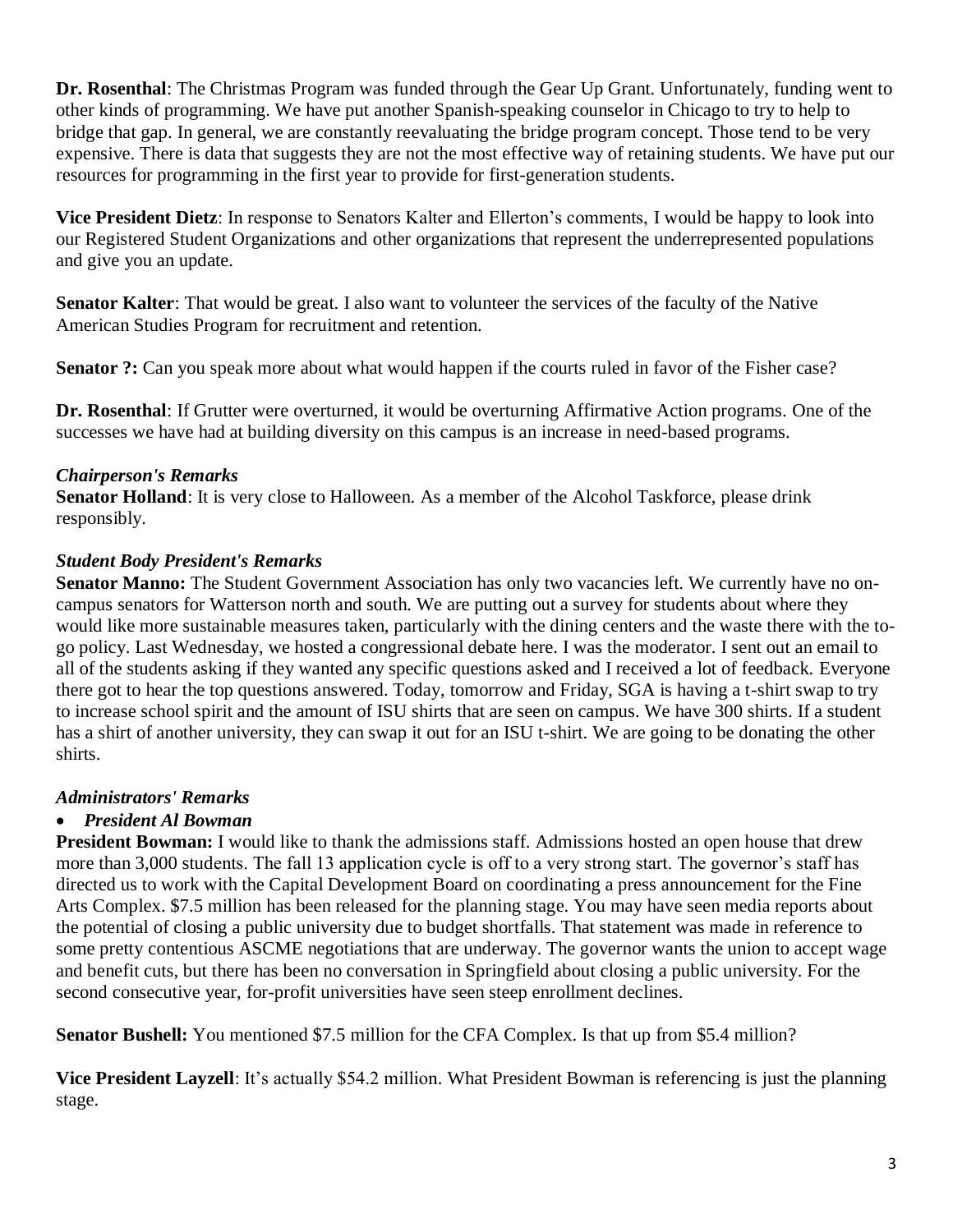**Dr. Rosenthal**: The Christmas Program was funded through the Gear Up Grant. Unfortunately, funding went to other kinds of programming. We have put another Spanish-speaking counselor in Chicago to try to help to bridge that gap. In general, we are constantly reevaluating the bridge program concept. Those tend to be very expensive. There is data that suggests they are not the most effective way of retaining students. We have put our resources for programming in the first year to provide for first-generation students.

**Vice President Dietz**: In response to Senators Kalter and Ellerton's comments, I would be happy to look into our Registered Student Organizations and other organizations that represent the underrepresented populations and give you an update.

**Senator Kalter**: That would be great. I also want to volunteer the services of the faculty of the Native American Studies Program for recruitment and retention.

**Senator ?:** Can you speak more about what would happen if the courts ruled in favor of the Fisher case?

**Dr. Rosenthal**: If Grutter were overturned, it would be overturning Affirmative Action programs. One of the successes we have had at building diversity on this campus is an increase in need-based programs.

***Chairperson's Remarks***

**Senator Holland**: It is very close to Halloween. As a member of the Alcohol Taskforce, please drink responsibly.

***Student Body President's Remarks***

**Senator Manno:** The Student Government Association has only two vacancies left. We currently have no on-campus senators for Watterson north and south. We are putting out a survey for students about where they would like more sustainable measures taken, particularly with the dining centers and the waste there with the to-go policy. Last Wednesday, we hosted a congressional debate here. I was the moderator. I sent out an email to all of the students asking if they wanted any specific questions asked and I received a lot of feedback. Everyone there got to hear the top questions answered. Today, tomorrow and Friday, SGA is having a t-shirt swap to try to increase school spirit and the amount of ISU shirts that are seen on campus. We have 300 shirts. If a student has a shirt of another university, they can swap it out for an ISU t-shirt. We are going to be donating the other shirts.

***Administrators' Remarks***

- ***President Al Bowman***

**President Bowman:** I would like to thank the admissions staff. Admissions hosted an open house that drew more than 3,000 students. The fall 13 application cycle is off to a very strong start. The governor's staff has directed us to work with the Capital Development Board on coordinating a press announcement for the Fine Arts Complex. $7.5 million has been released for the planning stage. You may have seen media reports about the potential of closing a public university due to budget shortfalls. That statement was made in reference to some pretty contentious ASCME negotiations that are underway. The governor wants the union to accept wage and benefit cuts, but there has been no conversation in Springfield about closing a public university. For the second consecutive year, for-profit universities have seen steep enrollment declines.

**Senator Bushell:** You mentioned $7.5 million for the CFA Complex. Is that up from $5.4 million?

**Vice President Layzell**: It's actually $54.2 million. What President Bowman is referencing is just the planning stage.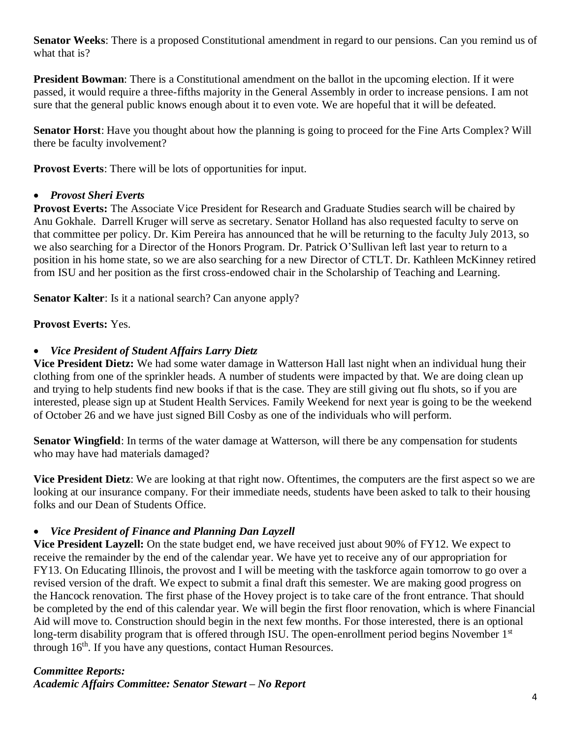**Senator Weeks**: There is a proposed Constitutional amendment in regard to our pensions. Can you remind us of what that is?

**President Bowman**: There is a Constitutional amendment on the ballot in the upcoming election. If it were passed, it would require a three-fifths majority in the General Assembly in order to increase pensions. I am not sure that the general public knows enough about it to even vote. We are hopeful that it will be defeated.

**Senator Horst**: Have you thought about how the planning is going to proceed for the Fine Arts Complex? Will there be faculty involvement?

**Provost Everts**: There will be lots of opportunities for input.

- ***Provost Sheri Everts***

**Provost Everts:** The Associate Vice President for Research and Graduate Studies search will be chaired by Anu Gokhale. Darrell Kruger will serve as secretary. Senator Holland has also requested faculty to serve on that committee per policy. Dr. Kim Pereira has announced that he will be returning to the faculty July 2013, so we also searching for a Director of the Honors Program. Dr. Patrick O'Sullivan left last year to return to a position in his home state, so we are also searching for a new Director of CTLT. Dr. Kathleen McKinney retired from ISU and her position as the first cross-endowed chair in the Scholarship of Teaching and Learning.

**Senator Kalter**: Is it a national search? Can anyone apply?

**Provost Everts:** Yes.

- ***Vice President of Student Affairs Larry Dietz***

**Vice President Dietz:** We had some water damage in Watterson Hall last night when an individual hung their clothing from one of the sprinkler heads. A number of students were impacted by that. We are doing clean up and trying to help students find new books if that is the case. They are still giving out flu shots, so if you are interested, please sign up at Student Health Services. Family Weekend for next year is going to be the weekend of October 26 and we have just signed Bill Cosby as one of the individuals who will perform.

**Senator Wingfield**: In terms of the water damage at Watterson, will there be any compensation for students who may have had materials damaged?

**Vice President Dietz**: We are looking at that right now. Oftentimes, the computers are the first aspect so we are looking at our insurance company. For their immediate needs, students have been asked to talk to their housing folks and our Dean of Students Office.

- ***Vice President of Finance and Planning Dan Layzell***

**Vice President Layzell:** On the state budget end, we have received just about 90% of FY12. We expect to receive the remainder by the end of the calendar year. We have yet to receive any of our appropriation for FY13. On Educating Illinois, the provost and I will be meeting with the taskforce again tomorrow to go over a revised version of the draft. We expect to submit a final draft this semester. We are making good progress on the Hancock renovation. The first phase of the Hovey project is to take care of the front entrance. That should be completed by the end of this calendar year. We will begin the first floor renovation, which is where Financial Aid will move to. Construction should begin in the next few months. For those interested, there is an optional long-term disability program that is offered through ISU. The open-enrollment period begins November 1st through 16th. If you have any questions, contact Human Resources.

***Committee Reports:***

***Academic Affairs Committee: Senator Stewart – No Report***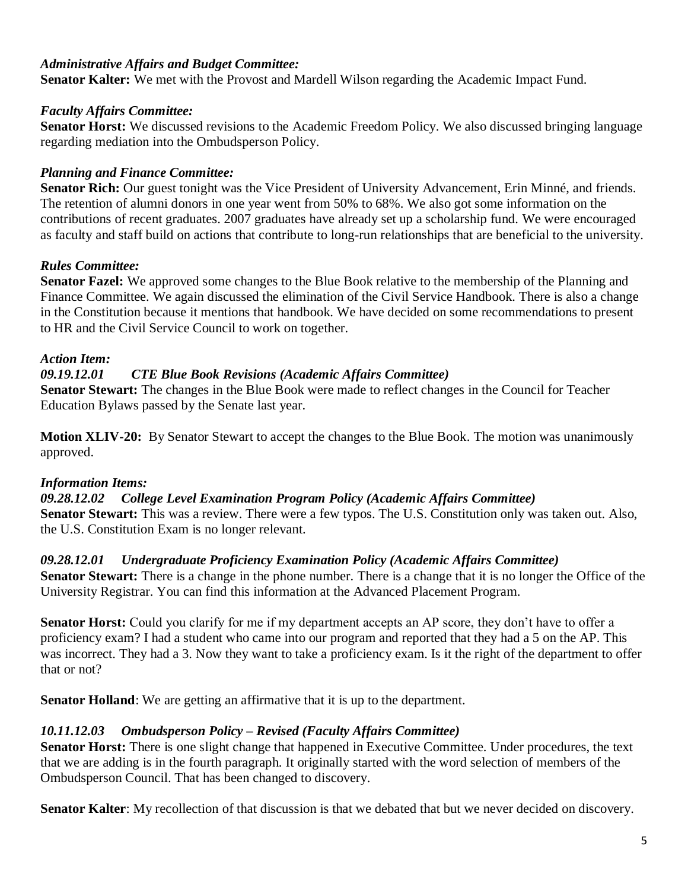*Administrative Affairs and Budget Committee:*
**Senator Kalter:** We met with the Provost and Mardell Wilson regarding the Academic Impact Fund.

*Faculty Affairs Committee:*
**Senator Horst:** We discussed revisions to the Academic Freedom Policy. We also discussed bringing language regarding mediation into the Ombudsperson Policy.

*Planning and Finance Committee:*
**Senator Rich:** Our guest tonight was the Vice President of University Advancement, Erin Minné, and friends. The retention of alumni donors in one year went from 50% to 68%. We also got some information on the contributions of recent graduates. 2007 graduates have already set up a scholarship fund. We were encouraged as faculty and staff build on actions that contribute to long-run relationships that are beneficial to the university.

*Rules Committee:*
**Senator Fazel:** We approved some changes to the Blue Book relative to the membership of the Planning and Finance Committee. We again discussed the elimination of the Civil Service Handbook. There is also a change in the Constitution because it mentions that handbook. We have decided on some recommendations to present to HR and the Civil Service Council to work on together.

*Action Item:*
***09.19.12.01 CTE Blue Book Revisions (Academic Affairs Committee)***
**Senator Stewart:** The changes in the Blue Book were made to reflect changes in the Council for Teacher Education Bylaws passed by the Senate last year.

**Motion XLIV-20:** By Senator Stewart to accept the changes to the Blue Book. The motion was unanimously approved.

*Information Items:*
***09.28.12.02 College Level Examination Program Policy (Academic Affairs Committee)***
**Senator Stewart:** This was a review. There were a few typos. The U.S. Constitution only was taken out. Also, the U.S. Constitution Exam is no longer relevant.

***09.28.12.01 Undergraduate Proficiency Examination Policy (Academic Affairs Committee)***
**Senator Stewart:** There is a change in the phone number. There is a change that it is no longer the Office of the University Registrar. You can find this information at the Advanced Placement Program.

**Senator Horst:** Could you clarify for me if my department accepts an AP score, they don't have to offer a proficiency exam? I had a student who came into our program and reported that they had a 5 on the AP. This was incorrect. They had a 3. Now they want to take a proficiency exam. Is it the right of the department to offer that or not?

**Senator Holland**: We are getting an affirmative that it is up to the department.

***10.11.12.03 Ombudsperson Policy – Revised (Faculty Affairs Committee)***
**Senator Horst:** There is one slight change that happened in Executive Committee. Under procedures, the text that we are adding is in the fourth paragraph. It originally started with the word selection of members of the Ombudsperson Council. That has been changed to discovery.

**Senator Kalter**: My recollection of that discussion is that we debated that but we never decided on discovery.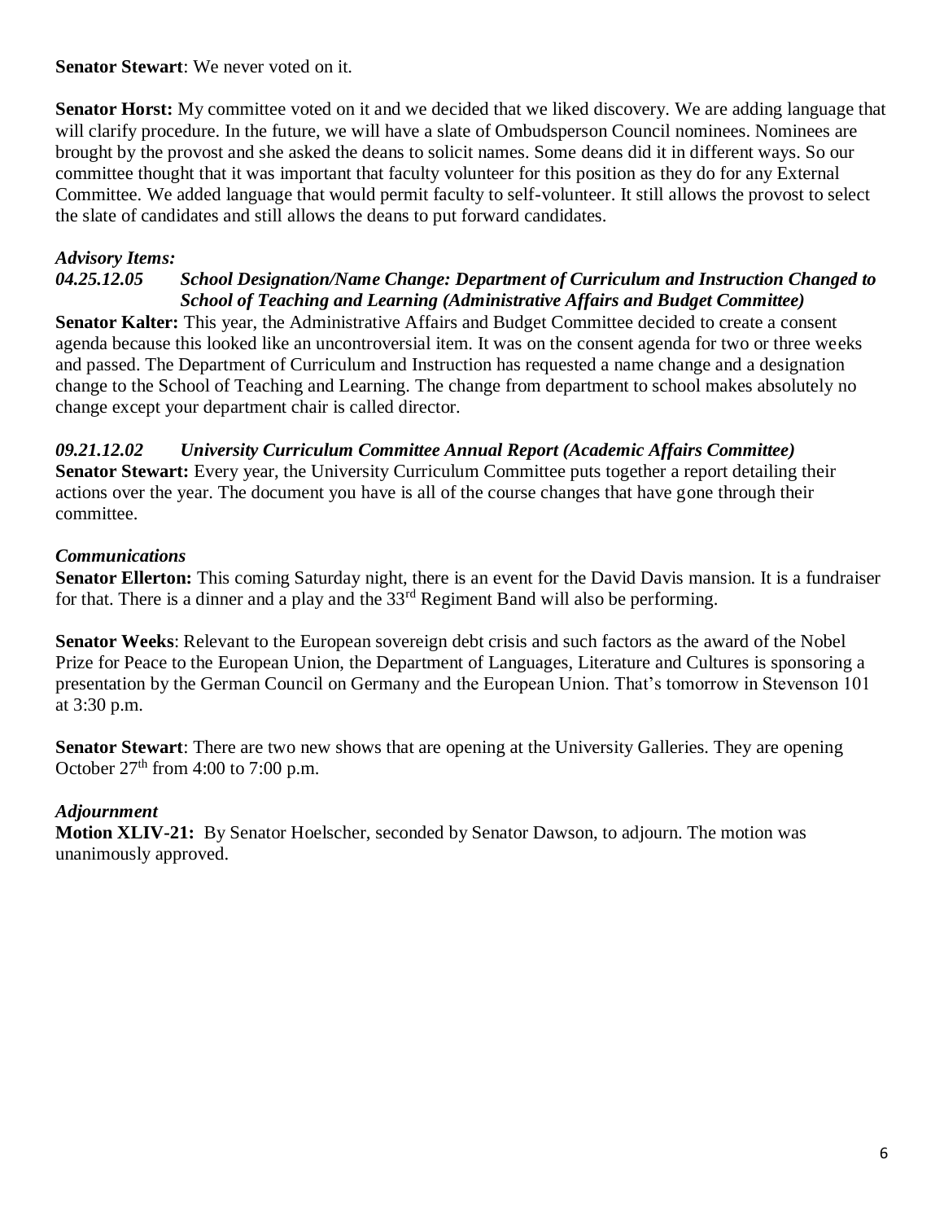**Senator Stewart**: We never voted on it.

**Senator Horst:** My committee voted on it and we decided that we liked discovery. We are adding language that will clarify procedure. In the future, we will have a slate of Ombudsperson Council nominees. Nominees are brought by the provost and she asked the deans to solicit names. Some deans did it in different ways. So our committee thought that it was important that faculty volunteer for this position as they do for any External Committee. We added language that would permit faculty to self-volunteer. It still allows the provost to select the slate of candidates and still allows the deans to put forward candidates.

***Advisory Items:***

***04.25.12.05 School Designation/Name Change: Department of Curriculum and Instruction Changed to School of Teaching and Learning (Administrative Affairs and Budget Committee)***

**Senator Kalter:** This year, the Administrative Affairs and Budget Committee decided to create a consent agenda because this looked like an uncontroversial item. It was on the consent agenda for two or three weeks and passed. The Department of Curriculum and Instruction has requested a name change and a designation change to the School of Teaching and Learning. The change from department to school makes absolutely no change except your department chair is called director.

***09.21.12.02 University Curriculum Committee Annual Report (Academic Affairs Committee)***

**Senator Stewart:** Every year, the University Curriculum Committee puts together a report detailing their actions over the year. The document you have is all of the course changes that have gone through their committee.

***Communications***

**Senator Ellerton:** This coming Saturday night, there is an event for the David Davis mansion. It is a fundraiser for that. There is a dinner and a play and the 33rd Regiment Band will also be performing.

**Senator Weeks**: Relevant to the European sovereign debt crisis and such factors as the award of the Nobel Prize for Peace to the European Union, the Department of Languages, Literature and Cultures is sponsoring a presentation by the German Council on Germany and the European Union. That's tomorrow in Stevenson 101 at 3:30 p.m.

**Senator Stewart**: There are two new shows that are opening at the University Galleries. They are opening October 27th from 4:00 to 7:00 p.m.

***Adjournment***

**Motion XLIV-21:** By Senator Hoelscher, seconded by Senator Dawson, to adjourn. The motion was unanimously approved.